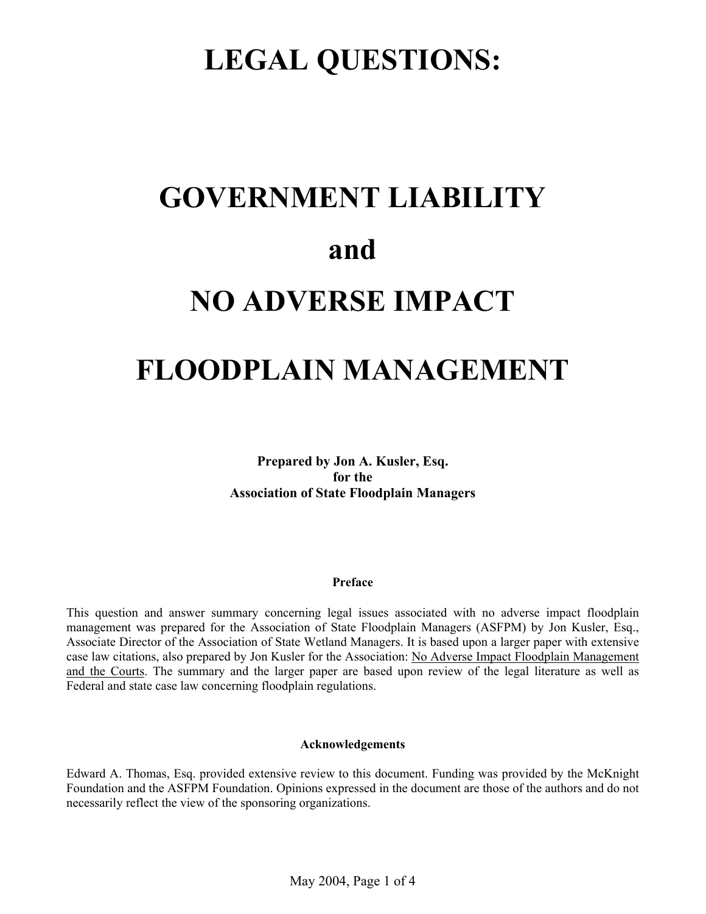# LEGAL QUESTIONS:

# GOVERNMENT LIABILITY

# and

# NO ADVERSE IMPACT

# FLOODPLAIN MANAGEMENT

**Prepared by Jon A. Kusler, Esq.**
**for the**
**Association of State Floodplain Managers**

### Preface

This question and answer summary concerning legal issues associated with no adverse impact floodplain management was prepared for the Association of State Floodplain Managers (ASFPM) by Jon Kusler, Esq., Associate Director of the Association of State Wetland Managers. It is based upon a larger paper with extensive case law citations, also prepared by Jon Kusler for the Association: No Adverse Impact Floodplain Management and the Courts. The summary and the larger paper are based upon review of the legal literature as well as Federal and state case law concerning floodplain regulations.

### Acknowledgements

Edward A. Thomas, Esq. provided extensive review to this document. Funding was provided by the McKnight Foundation and the ASFPM Foundation. Opinions expressed in the document are those of the authors and do not necessarily reflect the view of the sponsoring organizations.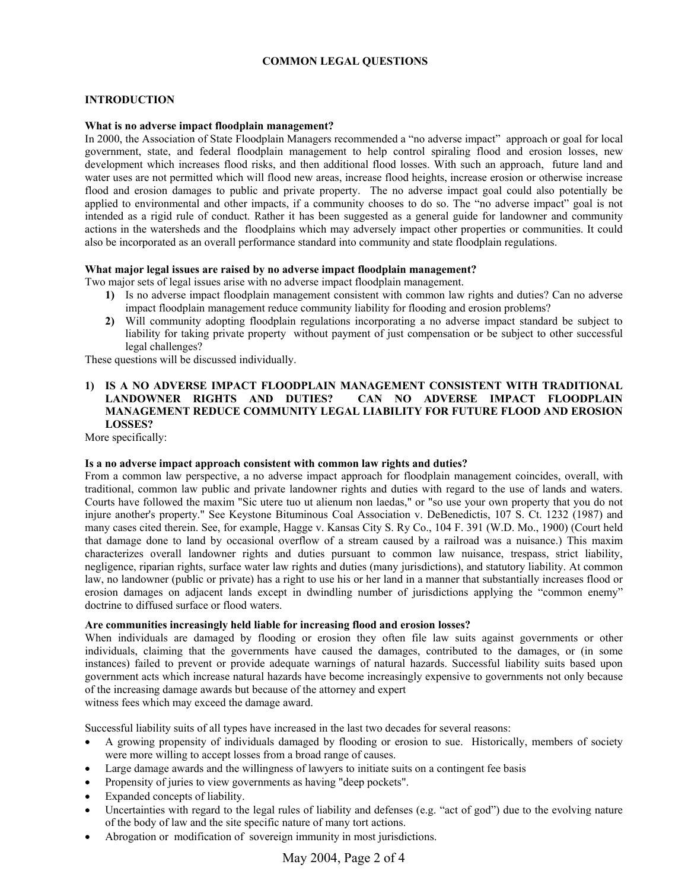## COMMON LEGAL QUESTIONS

### INTRODUCTION

**What is no adverse impact floodplain management?**

In 2000, the Association of State Floodplain Managers recommended a "no adverse impact" approach or goal for local government, state, and federal floodplain management to help control spiraling flood and erosion losses, new development which increases flood risks, and then additional flood losses. With such an approach, future land and water uses are not permitted which will flood new areas, increase flood heights, increase erosion or otherwise increase flood and erosion damages to public and private property. The no adverse impact goal could also potentially be applied to environmental and other impacts, if a community chooses to do so. The "no adverse impact" goal is not intended as a rigid rule of conduct. Rather it has been suggested as a general guide for landowner and community actions in the watersheds and the floodplains which may adversely impact other properties or communities. It could also be incorporated as an overall performance standard into community and state floodplain regulations.

**What major legal issues are raised by no adverse impact floodplain management?**

Two major sets of legal issues arise with no adverse impact floodplain management.

1) Is no adverse impact floodplain management consistent with common law rights and duties? Can no adverse impact floodplain management reduce community liability for flooding and erosion problems?
2) Will community adopting floodplain regulations incorporating a no adverse impact standard be subject to liability for taking private property without payment of just compensation or be subject to other successful legal challenges?

These questions will be discussed individually.

### 1) IS A NO ADVERSE IMPACT FLOODPLAIN MANAGEMENT CONSISTENT WITH TRADITIONAL LANDOWNER RIGHTS AND DUTIES? CAN NO ADVERSE IMPACT FLOODPLAIN MANAGEMENT REDUCE COMMUNITY LEGAL LIABILITY FOR FUTURE FLOOD AND EROSION LOSSES?

More specifically:

**Is a no adverse impact approach consistent with common law rights and duties?**

From a common law perspective, a no adverse impact approach for floodplain management coincides, overall, with traditional, common law public and private landowner rights and duties with regard to the use of lands and waters. Courts have followed the maxim "Sic utere tuo ut alienum non laedas," or "so use your own property that you do not injure another's property." See Keystone Bituminous Coal Association v. DeBenedictis, 107 S. Ct. 1232 (1987) and many cases cited therein. See, for example, Hagge v. Kansas City S. Ry Co., 104 F. 391 (W.D. Mo., 1900) (Court held that damage done to land by occasional overflow of a stream caused by a railroad was a nuisance.) This maxim characterizes overall landowner rights and duties pursuant to common law nuisance, trespass, strict liability, negligence, riparian rights, surface water law rights and duties (many jurisdictions), and statutory liability. At common law, no landowner (public or private) has a right to use his or her land in a manner that substantially increases flood or erosion damages on adjacent lands except in dwindling number of jurisdictions applying the "common enemy" doctrine to diffused surface or flood waters.

**Are communities increasingly held liable for increasing flood and erosion losses?**

When individuals are damaged by flooding or erosion they often file law suits against governments or other individuals, claiming that the governments have caused the damages, contributed to the damages, or (in some instances) failed to prevent or provide adequate warnings of natural hazards. Successful liability suits based upon government acts which increase natural hazards have become increasingly expensive to governments not only because of the increasing damage awards but because of the attorney and expert witness fees which may exceed the damage award.

Successful liability suits of all types have increased in the last two decades for several reasons:

- A growing propensity of individuals damaged by flooding or erosion to sue. Historically, members of society were more willing to accept losses from a broad range of causes.
- Large damage awards and the willingness of lawyers to initiate suits on a contingent fee basis
- Propensity of juries to view governments as having "deep pockets".
- Expanded concepts of liability.
- Uncertainties with regard to the legal rules of liability and defenses (e.g. "act of god") due to the evolving nature of the body of law and the site specific nature of many tort actions.
- Abrogation or modification of sovereign immunity in most jurisdictions.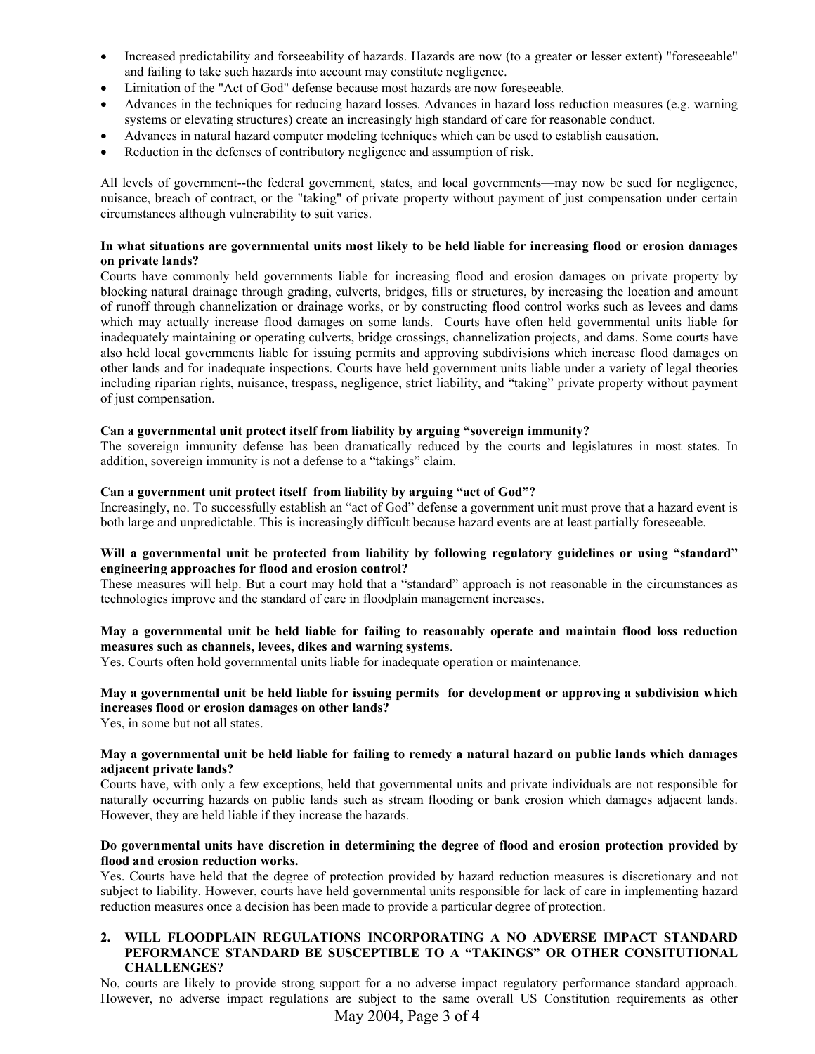- Increased predictability and forseeability of hazards. Hazards are now (to a greater or lesser extent) "foreseeable" and failing to take such hazards into account may constitute negligence.
- Limitation of the "Act of God" defense because most hazards are now foreseeable.
- Advances in the techniques for reducing hazard losses. Advances in hazard loss reduction measures (e.g. warning systems or elevating structures) create an increasingly high standard of care for reasonable conduct.
- Advances in natural hazard computer modeling techniques which can be used to establish causation.
- Reduction in the defenses of contributory negligence and assumption of risk.

All levels of government--the federal government, states, and local governments—may now be sued for negligence, nuisance, breach of contract, or the "taking" of private property without payment of just compensation under certain circumstances although vulnerability to suit varies.

**In what situations are governmental units most likely to be held liable for increasing flood or erosion damages on private lands?**

Courts have commonly held governments liable for increasing flood and erosion damages on private property by blocking natural drainage through grading, culverts, bridges, fills or structures, by increasing the location and amount of runoff through channelization or drainage works, or by constructing flood control works such as levees and dams which may actually increase flood damages on some lands. Courts have often held governmental units liable for inadequately maintaining or operating culverts, bridge crossings, channelization projects, and dams. Some courts have also held local governments liable for issuing permits and approving subdivisions which increase flood damages on other lands and for inadequate inspections. Courts have held government units liable under a variety of legal theories including riparian rights, nuisance, trespass, negligence, strict liability, and "taking" private property without payment of just compensation.

**Can a governmental unit protect itself from liability by arguing "sovereign immunity?**

The sovereign immunity defense has been dramatically reduced by the courts and legislatures in most states. In addition, sovereign immunity is not a defense to a "takings" claim.

**Can a government unit protect itself from liability by arguing "act of God"?**

Increasingly, no. To successfully establish an "act of God" defense a government unit must prove that a hazard event is both large and unpredictable. This is increasingly difficult because hazard events are at least partially foreseeable.

**Will a governmental unit be protected from liability by following regulatory guidelines or using "standard" engineering approaches for flood and erosion control?**

These measures will help. But a court may hold that a "standard" approach is not reasonable in the circumstances as technologies improve and the standard of care in floodplain management increases.

**May a governmental unit be held liable for failing to reasonably operate and maintain flood loss reduction measures such as channels, levees, dikes and warning systems.**

Yes. Courts often hold governmental units liable for inadequate operation or maintenance.

**May a governmental unit be held liable for issuing permits for development or approving a subdivision which increases flood or erosion damages on other lands?**

Yes, in some but not all states.

**May a governmental unit be held liable for failing to remedy a natural hazard on public lands which damages adjacent private lands?**

Courts have, with only a few exceptions, held that governmental units and private individuals are not responsible for naturally occurring hazards on public lands such as stream flooding or bank erosion which damages adjacent lands. However, they are held liable if they increase the hazards.

**Do governmental units have discretion in determining the degree of flood and erosion protection provided by flood and erosion reduction works.**

Yes. Courts have held that the degree of protection provided by hazard reduction measures is discretionary and not subject to liability. However, courts have held governmental units responsible for lack of care in implementing hazard reduction measures once a decision has been made to provide a particular degree of protection.

## 2. WILL FLOODPLAIN REGULATIONS INCORPORATING A NO ADVERSE IMPACT STANDARD PEFORMANCE STANDARD BE SUSCEPTIBLE TO A "TAKINGS" OR OTHER CONSITUTIONAL CHALLENGES?

No, courts are likely to provide strong support for a no adverse impact regulatory performance standard approach. However, no adverse impact regulations are subject to the same overall US Constitution requirements as other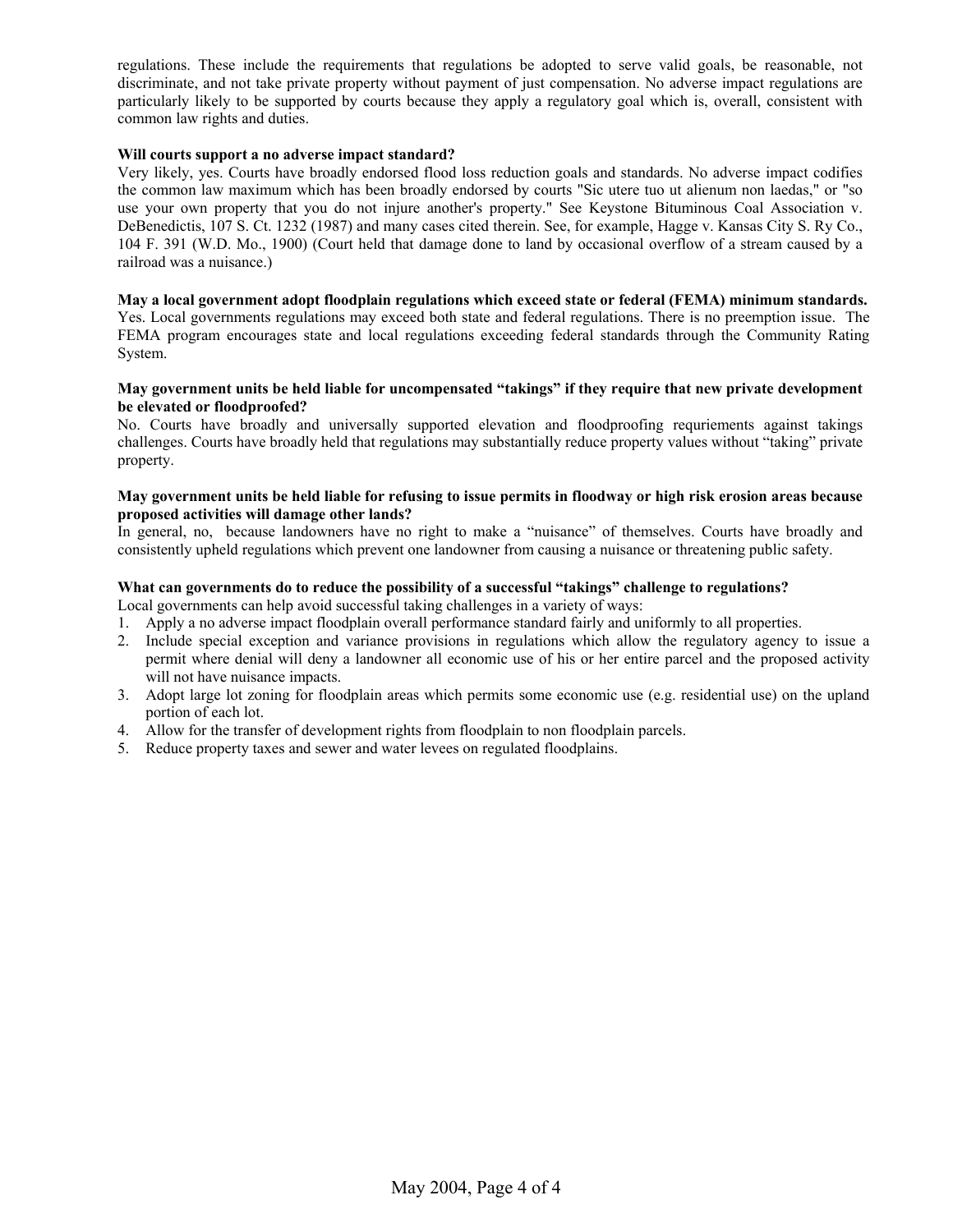regulations. These include the requirements that regulations be adopted to serve valid goals, be reasonable, not discriminate, and not take private property without payment of just compensation. No adverse impact regulations are particularly likely to be supported by courts because they apply a regulatory goal which is, overall, consistent with common law rights and duties.

**Will courts support a no adverse impact standard?**
Very likely, yes. Courts have broadly endorsed flood loss reduction goals and standards. No adverse impact codifies the common law maximum which has been broadly endorsed by courts "Sic utere tuo ut alienum non laedas," or "so use your own property that you do not injure another's property." See Keystone Bituminous Coal Association v. DeBenedictis, 107 S. Ct. 1232 (1987) and many cases cited therein. See, for example, Hagge v. Kansas City S. Ry Co., 104 F. 391 (W.D. Mo., 1900) (Court held that damage done to land by occasional overflow of a stream caused by a railroad was a nuisance.)

**May a local government adopt floodplain regulations which exceed state or federal (FEMA) minimum standards.**
Yes. Local governments regulations may exceed both state and federal regulations. There is no preemption issue. The FEMA program encourages state and local regulations exceeding federal standards through the Community Rating System.

**May government units be held liable for uncompensated "takings" if they require that new private development be elevated or floodproofed?**
No. Courts have broadly and universally supported elevation and floodproofing requriements against takings challenges. Courts have broadly held that regulations may substantially reduce property values without "taking" private property.

**May government units be held liable for refusing to issue permits in floodway or high risk erosion areas because proposed activities will damage other lands?**
In general, no, because landowners have no right to make a "nuisance" of themselves. Courts have broadly and consistently upheld regulations which prevent one landowner from causing a nuisance or threatening public safety.

**What can governments do to reduce the possibility of a successful "takings" challenge to regulations?**
Local governments can help avoid successful taking challenges in a variety of ways:

1. Apply a no adverse impact floodplain overall performance standard fairly and uniformly to all properties.
2. Include special exception and variance provisions in regulations which allow the regulatory agency to issue a permit where denial will deny a landowner all economic use of his or her entire parcel and the proposed activity will not have nuisance impacts.
3. Adopt large lot zoning for floodplain areas which permits some economic use (e.g. residential use) on the upland portion of each lot.
4. Allow for the transfer of development rights from floodplain to non floodplain parcels.
5. Reduce property taxes and sewer and water levees on regulated floodplains.